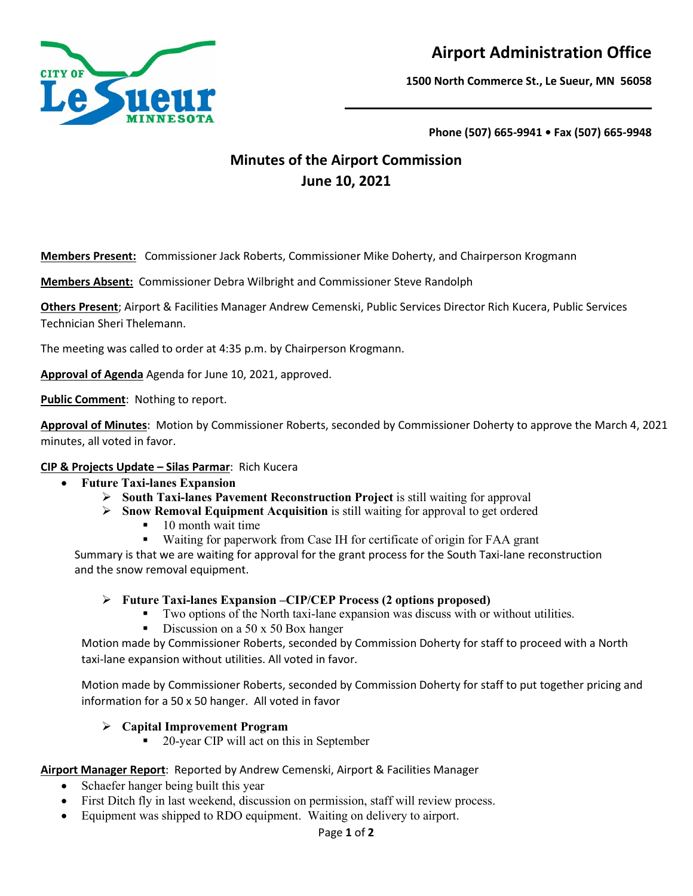# Airport Administration Office

**1500 North Commerce St., Le Sueur, MN 56058**

**Phone (507) 665-9941 • Fax (507) 665-9948**

## Minutes of the Airport Commission
## June 10, 2021

**Members Present:** Commissioner Jack Roberts, Commissioner Mike Doherty, and Chairperson Krogmann

**Members Absent:** Commissioner Debra Wilbright and Commissioner Steve Randolph

**Others Present**; Airport & Facilities Manager Andrew Cemenski, Public Services Director Rich Kucera, Public Services Technician Sheri Thelemann.

The meeting was called to order at 4:35 p.m. by Chairperson Krogmann.

**Approval of Agenda** Agenda for June 10, 2021, approved.

**Public Comment**: Nothing to report.

**Approval of Minutes**: Motion by Commissioner Roberts, seconded by Commissioner Doherty to approve the March 4, 2021 minutes, all voted in favor.

**CIP & Projects Update – Silas Parmar**: Rich Kucera

- **Future Taxi-lanes Expansion**
  - **South Taxi-lanes Pavement Reconstruction Project** is still waiting for approval
  - **Snow Removal Equipment Acquisition** is still waiting for approval to get ordered
    - 10 month wait time
    - Waiting for paperwork from Case IH for certificate of origin for FAA grant

  Summary is that we are waiting for approval for the grant process for the South Taxi-lane reconstruction and the snow removal equipment.

  - **Future Taxi-lanes Expansion –CIP/CEP Process (2 options proposed)**
    - Two options of the North taxi-lane expansion was discuss with or without utilities.
    - Discussion on a 50 x 50 Box hanger

  Motion made by Commissioner Roberts, seconded by Commission Doherty for staff to proceed with a North taxi-lane expansion without utilities. All voted in favor.

  Motion made by Commissioner Roberts, seconded by Commission Doherty for staff to put together pricing and information for a 50 x 50 hanger. All voted in favor

  - **Capital Improvement Program**
    - 20-year CIP will act on this in September

**Airport Manager Report**: Reported by Andrew Cemenski, Airport & Facilities Manager

- Schaefer hanger being built this year
- First Ditch fly in last weekend, discussion on permission, staff will review process.
- Equipment was shipped to RDO equipment. Waiting on delivery to airport.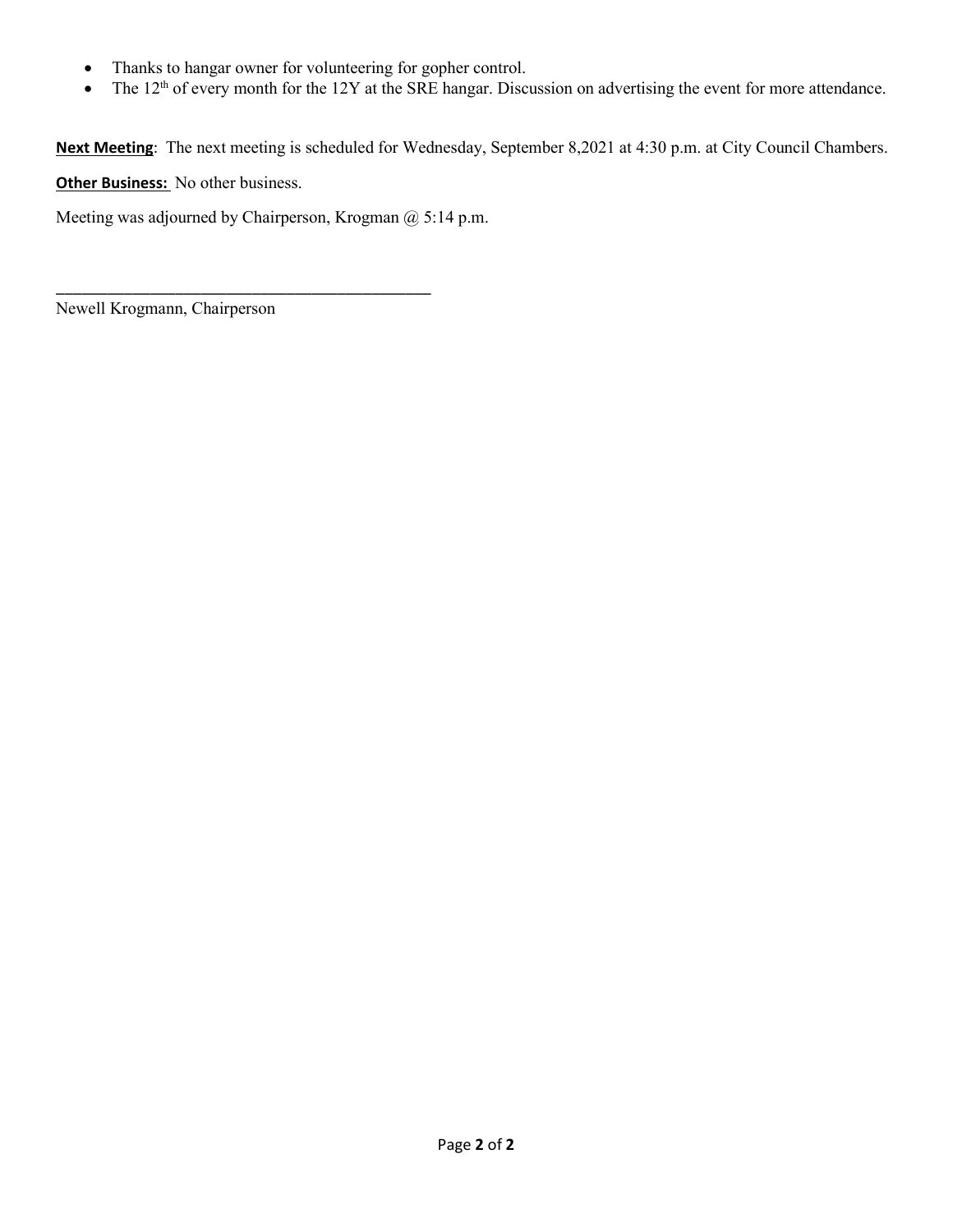- Thanks to hangar owner for volunteering for gopher control.
- The 12th of every month for the 12Y at the SRE hangar. Discussion on advertising the event for more attendance.

**Next Meeting**: The next meeting is scheduled for Wednesday, September 8,2021 at 4:30 p.m. at City Council Chambers.

**Other Business:** No other business.

Meeting was adjourned by Chairperson, Krogman @ 5:14 p.m.

\_\_\_\_\_\_\_\_\_\_\_\_\_\_\_\_\_\_\_\_\_\_\_\_\_\_\_\_\_\_\_\_\_\_\_\_\_\_\_\_\_\_\_\_

Newell Krogmann, Chairperson